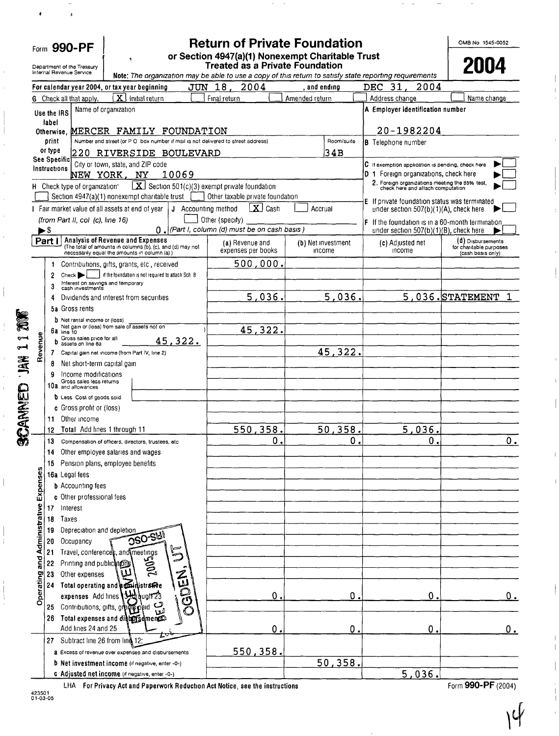Form **990-PF**

Department of the Treasury
Internal Revenue Service

# Return of Private Foundation

## or Section 4947(a)(1) Nonexempt Charitable Trust Treated as a Private Foundation

**Note:** *The organization may be able to use a copy of this return to satisfy state reporting requirements*

OMB No 1545-0052

**2004**

For calendar year 2004, or tax year beginning JUN 18, 2004 , and ending DEC 31, 2004

G Check all that apply: [X] Initial return [ ] Final return [ ] Amended return [ ] Address change [ ] Name change

Use the IRS label Otherwise, print or type See Specific Instructions

Name of organization: MERCER FAMILY FOUNDATION

Number and street (or P O box number if mail is not delivered to street address): 220 RIVERSIDE BOULEVARD — Room/suite: 34B

City or town, state, and ZIP code: NEW YORK, NY 10069

A Employer identification number: 20-1982204

B Telephone number

C If exemption application is pending, check here [ ]

D 1 Foreign organizations, check here [ ]

2. Foreign organizations meeting the 85% test, check here and attach computation [ ]

H Check type of organization: [X] Section 501(c)(3) exempt private foundation
[ ] Section 4947(a)(1) nonexempt charitable trust [ ] Other taxable private foundation

E If private foundation status was terminated under section 507(b)(1)(A), check here [ ]

I Fair market value of all assets at end of year (from Part II, col (c), line 16) ▶$ 0.

J Accounting method: [X] Cash [ ] Accrual [ ] Other (specify) (Part I, column (d) must be on cash basis)

F If the foundation is in a 60-month termination under section 507(b)(1)(B), check here [ ]

**Part I Analysis of Revenue and Expenses** (The total of amounts in columns (b), (c), and (d) may not necessarily equal the amounts in column (a))

| | | (a) Revenue and expenses per books | (b) Net investment income | (c) Adjusted net income | (d) Disbursements for charitable purposes (cash basis only) |
|---|---|---|---|---|---|
| **Revenue** | 1 Contributions, gifts, grants, etc, received | 500,000. | | | |
| | 2 Check ▶ [ ] if the foundation is not required to attach Sch B | | | | |
| | 3 Interest on savings and temporary cash investments | | | | |
| | 4 Dividends and interest from securities | 5,036. | 5,036. | 5,036. | STATEMENT 1 |
| | 5a Gross rents | | | | |
| | b Net rental income or (loss) | | | | |
| | 6a Net gain or (loss) from sale of assets not on line 10 | 45,322. | | | |
| | b Gross sales price for all assets on line 6a 45,322. | | | | |
| | 7 Capital gain net income (from Part IV, line 2) | | 45,322. | | |
| | 8 Net short-term capital gain | | | | |
| | 9 Income modifications | | | | |
| | 10a Gross sales less returns and allowances | | | | |
| | b Less Cost of goods sold | | | | |
| | c Gross profit or (loss) | | | | |
| | 11 Other income | | | | |
| | 12 **Total** Add lines 1 through 11 | 550,358. | 50,358. | 5,036. | |
| **Operating and Administrative Expenses** | 13 Compensation of officers, directors, trustees, etc | 0. | 0. | 0. | 0. |
| | 14 Other employee salaries and wages | | | | |
| | 15 Pension plans, employee benefits | | | | |
| | 16a Legal fees | | | | |
| | b Accounting fees | | | | |
| | c Other professional fees | | | | |
| | 17 Interest | | | | |
| | 18 Taxes | | | | |
| | 19 Depreciation and depletion | | | | |
| | 20 Occupancy | | | | |
| | 21 Travel, conferences, and meetings | | | | |
| | 22 Printing and publications | | | | |
| | 23 Other expenses | | | | |
| | 24 **Total operating and administrative expenses** Add lines 13 through 23 | 0. | 0. | 0. | 0. |
| | 25 Contributions, gifts, grants paid | | | | |
| | 26 **Total expenses and disbursements** Add lines 24 and 25 | 0. | 0. | 0. | 0. |
| | 27 Subtract line 26 from line 12: | | | | |
| | a Excess of revenue over expenses and disbursements | 550,358. | | | |
| | b **Net investment income** (if negative, enter -0-) | | 50,358. | | |
| | c **Adjusted net income** (if negative, enter -0-) | | | 5,036. | |

423501 01-03-05

LHA For Privacy Act and Paperwork Reduction Act Notice, see the instructions

Form **990-PF** (2004)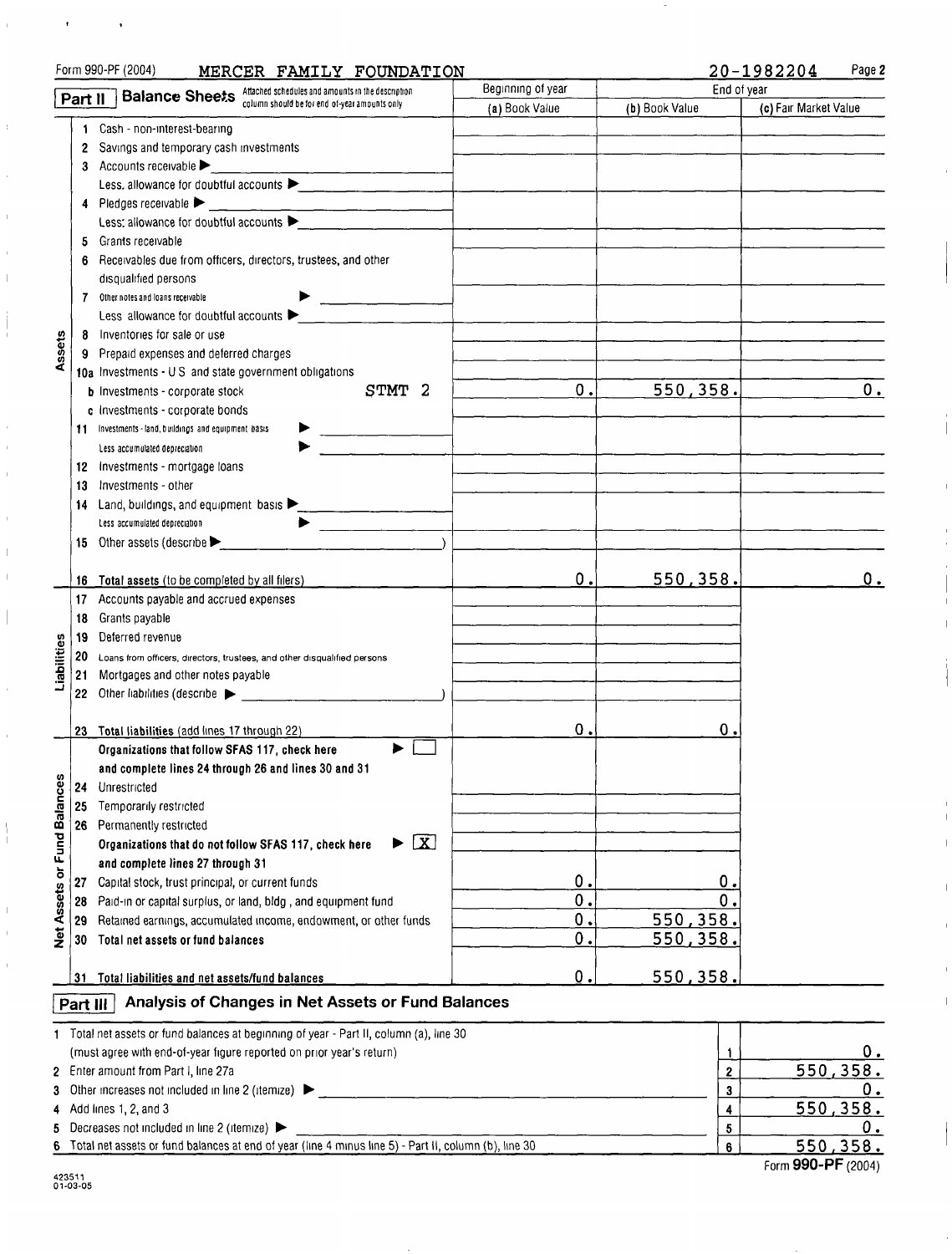Form 990-PF (2004) MERCER FAMILY FOUNDATION 20-1982204

## Part II Balance Sheets

Attached schedules and amounts in the description column should be for end-of-year amounts only

| | | Beginning of year (a) Book Value | End of year (b) Book Value | End of year (c) Fair Market Value |
|---|---|---|---|---|
| **Assets** | 1 Cash - non-interest-bearing | | | |
| | 2 Savings and temporary cash investments | | | |
| | 3 Accounts receivable ▶ Less: allowance for doubtful accounts ▶ | | | |
| | 4 Pledges receivable ▶ Less: allowance for doubtful accounts ▶ | | | |
| | 5 Grants receivable | | | |
| | 6 Receivables due from officers, directors, trustees, and other disqualified persons | | | |
| | 7 Other notes and loans receivable ▶ Less: allowance for doubtful accounts ▶ | | | |
| | 8 Inventories for sale or use | | | |
| | 9 Prepaid expenses and deferred charges | | | |
| | 10a Investments - U.S. and state government obligations | | | |
| | b Investments - corporate stock STMT 2 | 0. | 550,358. | 0. |
| | c Investments - corporate bonds | | | |
| | 11 Investments - land, buildings, and equipment: basis ▶ Less accumulated depreciation ▶ | | | |
| | 12 Investments - mortgage loans | | | |
| | 13 Investments - other | | | |
| | 14 Land, buildings, and equipment: basis ▶ Less accumulated depreciation ▶ | | | |
| | 15 Other assets (describe ▶ ) | | | |
| | 16 Total assets (to be completed by all filers) | 0. | 550,358. | 0. |
| **Liabilities** | 17 Accounts payable and accrued expenses | | | |
| | 18 Grants payable | | | |
| | 19 Deferred revenue | | | |
| | 20 Loans from officers, directors, trustees, and other disqualified persons | | | |
| | 21 Mortgages and other notes payable | | | |
| | 22 Other liabilities (describe ▶ ) | | | |
| | 23 Total liabilities (add lines 17 through 22) | 0. | 0. | |
| **Net Assets or Fund Balances** | Organizations that follow SFAS 117, check here ▶ ☐ and complete lines 24 through 26 and lines 30 and 31 | | | |
| | 24 Unrestricted | | | |
| | 25 Temporarily restricted | | | |
| | 26 Permanently restricted | | | |
| | Organizations that do not follow SFAS 117, check here ▶ [X] and complete lines 27 through 31 | | | |
| | 27 Capital stock, trust principal, or current funds | 0. | 0. | |
| | 28 Paid-in or capital surplus, or land, bldg., and equipment fund | 0. | 0. | |
| | 29 Retained earnings, accumulated income, endowment, or other funds | 0. | 550,358. | |
| | 30 Total net assets or fund balances | 0. | 550,358. | |
| | 31 Total liabilities and net assets/fund balances | 0. | 550,358. | |

## Part III Analysis of Changes in Net Assets or Fund Balances

| | | | |
|---|---|---|---|
| 1 | Total net assets or fund balances at beginning of year - Part II, column (a), line 30 (must agree with end-of-year figure reported on prior year's return) | 1 | 0. |
| 2 | Enter amount from Part I, line 27a | 2 | 550,358. |
| 3 | Other increases not included in line 2 (itemize) ▶ | 3 | 0. |
| 4 | Add lines 1, 2, and 3 | 4 | 550,358. |
| 5 | Decreases not included in line 2 (itemize) ▶ | 5 | 0. |
| 6 | Total net assets or fund balances at end of year (line 4 minus line 5) - Part II, column (b), line 30 | 6 | 550,358. |

Form 990-PF (2004)

423511 01-03-05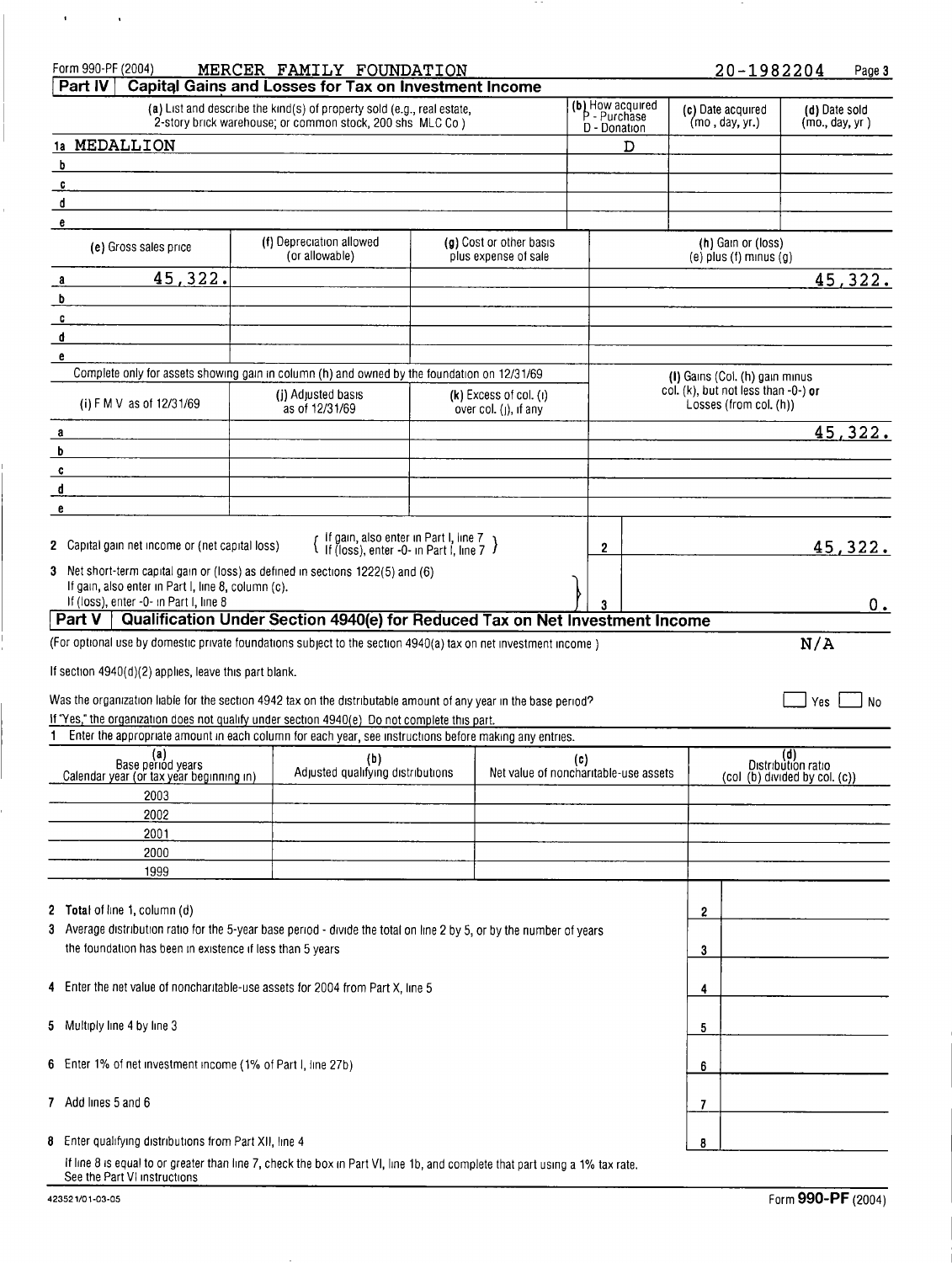Form 990-PF (2004) MERCER FAMILY FOUNDATION 20-1982204 Page 3

## Part IV Capital Gains and Losses for Tax on Investment Income

| (a) List and describe the kind(s) of property sold (e.g., real estate, 2-story brick warehouse; or common stock, 200 shs MLC Co ) | (b) How acquired P - Purchase D - Donation | (c) Date acquired (mo , day, yr.) | (d) Date sold (mo., day, yr ) |
|---|---|---|---|
| 1a MEDALLION | D | | |
| b | | | |
| c | | | |
| d | | | |
| e | | | |

| | (e) Gross sales price | (f) Depreciation allowed (or allowable) | (g) Cost or other basis plus expense of sale | (h) Gain or (loss) (e) plus (f) minus (g) |
|---|---|---|---|---|
| a | 45,322. | | | 45,322. |
| b | | | | |
| c | | | | |
| d | | | | |
| e | | | | |

Complete only for assets showing gain in column (h) and owned by the foundation on 12/31/69

| | (i) F M V as of 12/31/69 | (j) Adjusted basis as of 12/31/69 | (k) Excess of col. (i) over col. (j), if any | (l) Gains (Col. (h) gain minus col. (k), but not less than -0-) or Losses (from col. (h)) |
|---|---|---|---|---|
| a | | | | 45,322. |
| b | | | | |
| c | | | | |
| d | | | | |
| e | | | | |

2 Capital gain net income or (net capital loss) { If gain, also enter in Part I, line 7 / If (loss), enter -0- in Part I, line 7 } — **2** — 45,322.

3 Net short-term capital gain or (loss) as defined in sections 1222(5) and (6) If gain, also enter in Part I, line 8, column (c). If (loss), enter -0- in Part I, line 8 — **3** — 0.

## Part V Qualification Under Section 4940(e) for Reduced Tax on Net Investment Income

(For optional use by domestic private foundations subject to the section 4940(a) tax on net investment income ) N/A

If section 4940(d)(2) applies, leave this part blank.

Was the organization liable for the section 4942 tax on the distributable amount of any year in the base period? ☐ Yes ☐ No

If "Yes," the organization does not qualify under section 4940(e) Do not complete this part.

1 Enter the appropriate amount in each column for each year, see instructions before making any entries.

| (a) Base period years Calendar year (or tax year beginning in) | (b) Adjusted qualifying distributions | (c) Net value of noncharitable-use assets | (d) Distribution ratio (col (b) divided by col. (c)) |
|---|---|---|---|
| 2003 | | | |
| 2002 | | | |
| 2001 | | | |
| 2000 | | | |
| 1999 | | | |

| | | |
|---|---|---|
| 2 Total of line 1, column (d) | 2 | |
| 3 Average distribution ratio for the 5-year base period - divide the total on line 2 by 5, or by the number of years the foundation has been in existence if less than 5 years | 3 | |
| 4 Enter the net value of noncharitable-use assets for 2004 from Part X, line 5 | 4 | |
| 5 Multiply line 4 by line 3 | 5 | |
| 6 Enter 1% of net investment income (1% of Part I, line 27b) | 6 | |
| 7 Add lines 5 and 6 | 7 | |
| 8 Enter qualifying distributions from Part XII, line 4 | 8 | |

If line 8 is equal to or greater than line 7, check the box in Part VI, line 1b, and complete that part using a 1% tax rate. See the Part VI instructions

423521/01-03-05 Form **990-PF** (2004)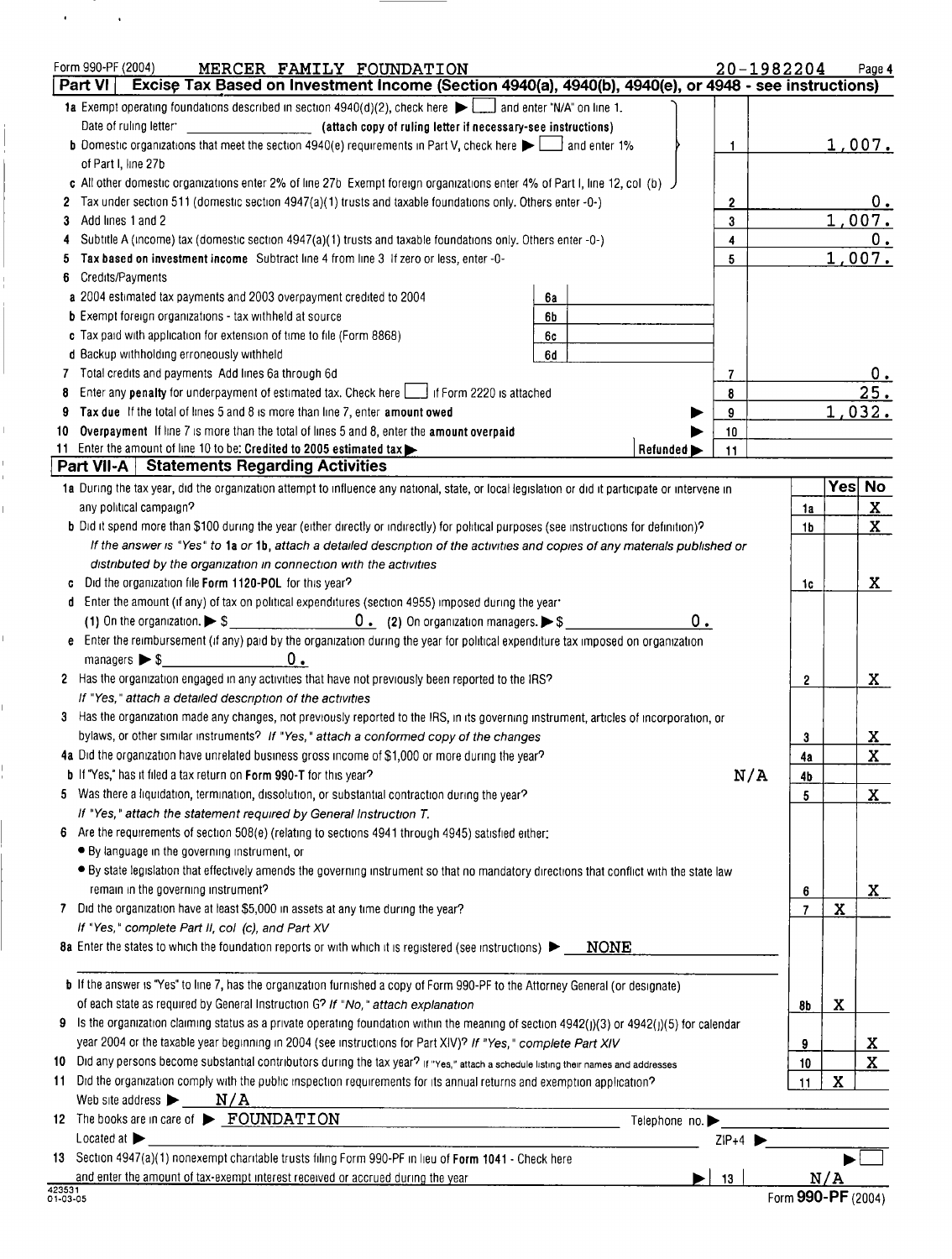Form 990-PF (2004) MERCER FAMILY FOUNDATION 20-1982204 Page 4

## Part VI Excise Tax Based on Investment Income (Section 4940(a), 4940(b), 4940(e), or 4948 - see instructions)

| | | | |
|---|---|---|---|
| **1a** Exempt operating foundations described in section 4940(d)(2), check here ▶ ☐ and enter "N/A" on line 1. Date of ruling letter: ________ (attach copy of ruling letter if necessary-see instructions) | | | |
| **b** Domestic organizations that meet the section 4940(e) requirements in Part V, check here ▶ ☐ and enter 1% of Part I, line 27b | | 1 | 1,007. |
| **c** All other domestic organizations enter 2% of line 27b Exempt foreign organizations enter 4% of Part I, line 12, col (b) | | | |
| **2** Tax under section 511 (domestic section 4947(a)(1) trusts and taxable foundations only. Others enter -0-) | | 2 | 0. |
| **3** Add lines 1 and 2 | | 3 | 1,007. |
| **4** Subtitle A (income) tax (domestic section 4947(a)(1) trusts and taxable foundations only. Others enter -0-) | | 4 | 0. |
| **5** **Tax based on investment income** Subtract line 4 from line 3 If zero or less, enter -0- | | 5 | 1,007. |
| **6** Credits/Payments | | | |
| **a** 2004 estimated tax payments and 2003 overpayment credited to 2004 | 6a | | |
| **b** Exempt foreign organizations - tax withheld at source | 6b | | |
| **c** Tax paid with application for extension of time to file (Form 8868) | 6c | | |
| **d** Backup withholding erroneously withheld | 6d | | |
| **7** Total credits and payments Add lines 6a through 6d | | 7 | 0. |
| **8** Enter any **penalty** for underpayment of estimated tax. Check here ☐ if Form 2220 is attached | | 8 | 25. |
| **9** **Tax due** If the total of lines 5 and 8 is more than line 7, enter **amount owed** ▶ | | 9 | 1,032. |
| **10** **Overpayment** If line 7 is more than the total of lines 5 and 8, enter the **amount overpaid** ▶ | | 10 | |
| **11** Enter the amount of line 10 to be: **Credited to 2005 estimated tax** ▶ | Refunded ▶ | 11 | |

## Part VII-A Statements Regarding Activities

| | | Yes | No |
|---|---|---|---|
| **1a** During the tax year, did the organization attempt to influence any national, state, or local legislation or did it participate or intervene in any political campaign? | 1a | | X |
| **b** Did it spend more than $100 during the year (either directly or indirectly) for political purposes (see instructions for definition)? | 1b | | X |
| *If the answer is "Yes" to 1a or 1b, attach a detailed description of the activities and copies of any materials published or distributed by the organization in connection with the activities* | | | |
| **c** Did the organization file **Form 1120-POL** for this year? | 1c | | X |
| **d** Enter the amount (if any) of tax on political expenditures (section 4955) imposed during the year: (1) On the organization. ▶ $ 0. (2) On organization managers. ▶ $ 0. | | | |
| **e** Enter the reimbursement (if any) paid by the organization during the year for political expenditure tax imposed on organization managers ▶ $ 0. | | | |
| **2** Has the organization engaged in any activities that have not previously been reported to the IRS? *If "Yes," attach a detailed description of the activities* | 2 | | X |
| **3** Has the organization made any changes, not previously reported to the IRS, in its governing instrument, articles of incorporation, or bylaws, or other similar instruments? *If "Yes," attach a conformed copy of the changes* | 3 | | X |
| **4a** Did the organization have unrelated business gross income of $1,000 or more during the year? | 4a | | X |
| **b** If "Yes," has it filed a tax return on **Form 990-T** for this year? N/A | 4b | | |
| **5** Was there a liquidation, termination, dissolution, or substantial contraction during the year? *If "Yes," attach the statement required by General Instruction T.* | 5 | | X |
| **6** Are the requirements of section 508(e) (relating to sections 4941 through 4945) satisfied either: • By language in the governing instrument, or • By state legislation that effectively amends the governing instrument so that no mandatory directions that conflict with the state law remain in the governing instrument? | 6 | | X |
| **7** Did the organization have at least $5,000 in assets at any time during the year? *If "Yes," complete Part II, col (c), and Part XV* | 7 | X | |
| **8a** Enter the states to which the foundation reports or with which it is registered (see instructions) ▶ NONE | | | |
| **b** If the answer is "Yes" to line 7, has the organization furnished a copy of Form 990-PF to the Attorney General (or designate) of each state as required by General Instruction G? *If "No," attach explanation* | 8b | X | |
| **9** Is the organization claiming status as a private operating foundation within the meaning of section 4942(j)(3) or 4942(j)(5) for calendar year 2004 or the taxable year beginning in 2004 (see instructions for Part XIV)? *If "Yes," complete Part XIV* | 9 | | X |
| **10** Did any persons become substantial contributors during the tax year? If "Yes," attach a schedule listing their names and addresses | 10 | | X |
| **11** Did the organization comply with the public inspection requirements for its annual returns and exemption application? | 11 | X | |

Web site address ▶ N/A

**12** The books are in care of ▶ FOUNDATION Telephone no. ▶

Located at ▶ ZIP+4 ▶

**13** Section 4947(a)(1) nonexempt charitable trusts filing Form 990-PF in lieu of **Form 1041** - Check here ▶ ☐ and enter the amount of tax-exempt interest received or accrued during the year ▶ 13 N/A

423531 01-03-05 Form **990-PF** (2004)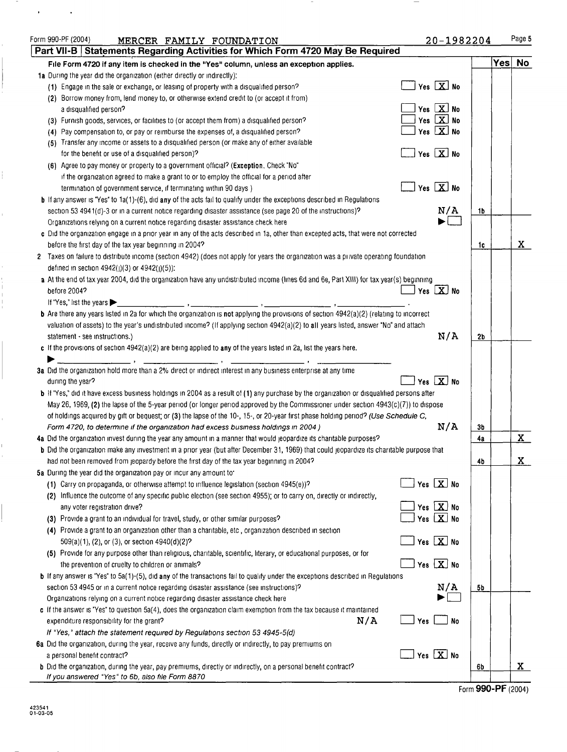Form 990-PF (2004) MERCER FAMILY FOUNDATION 20-1982204 Page 5

## Part VII-B | Statements Regarding Activities for Which Form 4720 May Be Required

File Form 4720 if any item is checked in the "Yes" column, unless an exception applies.

| | | | Yes | No |
|---|---|---|---|---|
| **1a** During the year did the organization (either directly or indirectly): | | | | |
| (1) Engage in the sale or exchange, or leasing of property with a disqualified person? | ☐ Yes ☒ No | | | |
| (2) Borrow money from, lend money to, or otherwise extend credit to (or accept it from) a disqualified person? | ☐ Yes ☒ No | | | |
| (3) Furnish goods, services, or facilities to (or accept them from) a disqualified person? | ☐ Yes ☒ No | | | |
| (4) Pay compensation to, or pay or reimburse the expenses of, a disqualified person? | ☐ Yes ☒ No | | | |
| (5) Transfer any income or assets to a disqualified person (or make any of either available for the benefit or use of a disqualified person)? | ☐ Yes ☒ No | | | |
| (6) Agree to pay money or property to a government official? (**Exception.** Check "No" if the organization agreed to make a grant to or to employ the official for a period after termination of government service, if terminating within 90 days.) | ☐ Yes ☒ No | | | |
| **b** If any answer is "Yes" to 1a(1)-(6), did **any** of the acts fail to qualify under the exceptions described in Regulations section 53.4941(d)-3 or in a current notice regarding disaster assistance (see page 20 of the instructions)? | N/A | 1b | | |
| Organizations relying on a current notice regarding disaster assistance check here | ▶☐ | | | |
| **c** Did the organization engage in a prior year in any of the acts described in 1a, other than excepted acts, that were not corrected before the first day of the tax year beginning in 2004? | | 1c | | X |
| **2** Taxes on failure to distribute income (section 4942) (does not apply for years the organization was a private operating foundation defined in section 4942(j)(3) or 4942(j)(5)): | | | | |
| **a** At the end of tax year 2004, did the organization have any undistributed income (lines 6d and 6e, Part XIII) for tax year(s) beginning before 2004? | ☐ Yes ☒ No | | | |
| If "Yes," list the years ▶ ______, ______, ______, ______ | | | | |
| **b** Are there any years listed in 2a for which the organization is **not** applying the provisions of section 4942(a)(2) (relating to incorrect valuation of assets) to the year's undistributed income? (If applying section 4942(a)(2) to **all** years listed, answer "No" and attach statement - see instructions.) | N/A | 2b | | |
| **c** If the provisions of section 4942(a)(2) are being applied to **any** of the years listed in 2a, list the years here. ▶ ______, ______, ______, ______ | | | | |
| **3a** Did the organization hold more than a 2% direct or indirect interest in any business enterprise at any time during the year? | ☐ Yes ☒ No | | | |
| **b** If "Yes," did it have excess business holdings in 2004 as a result of (1) any purchase by the organization or disqualified persons after May 26, 1969, (2) the lapse of the 5-year period (or longer period approved by the Commissioner under section 4943(c)(7)) to dispose of holdings acquired by gift or bequest; or (3) the lapse of the 10-, 15-, or 20-year first phase holding period? *(Use Schedule C, Form 4720, to determine if the organization had excess business holdings in 2004.)* | N/A | 3b | | |
| **4a** Did the organization invest during the year any amount in a manner that would jeopardize its charitable purposes? | | 4a | | X |
| **b** Did the organization make any investment in a prior year (but after December 31, 1969) that could jeopardize its charitable purpose that had not been removed from jeopardy before the first day of the tax year beginning in 2004? | | 4b | | X |
| **5a** During the year did the organization pay or incur any amount to: | | | | |
| (1) Carry on propaganda, or otherwise attempt to influence legislation (section 4945(e))? | ☐ Yes ☒ No | | | |
| (2) Influence the outcome of any specific public election (see section 4955); or to carry on, directly or indirectly, any voter registration drive? | ☐ Yes ☒ No | | | |
| (3) Provide a grant to an individual for travel, study, or other similar purposes? | ☐ Yes ☒ No | | | |
| (4) Provide a grant to an organization other than a charitable, etc., organization described in section 509(a)(1), (2), or (3), or section 4940(d)(2)? | ☐ Yes ☒ No | | | |
| (5) Provide for any purpose other than religious, charitable, scientific, literary, or educational purposes, or for the prevention of cruelty to children or animals? | ☐ Yes ☒ No | | | |
| **b** If any answer is "Yes" to 5a(1)-(5), did **any** of the transactions fail to qualify under the exceptions described in Regulations section 53.4945 or in a current notice regarding disaster assistance (see instructions)? | N/A | 5b | | |
| Organizations relying on a current notice regarding disaster assistance check here | ▶☐ | | | |
| **c** If the answer is "Yes" to question 5a(4), does the organization claim exemption from the tax because it maintained expenditure responsibility for the grant? N/A | ☐ Yes ☐ No | | | |
| *If "Yes," attach the statement required by Regulations section 53.4945-5(d)* | | | | |
| **6a** Did the organization, during the year, receive any funds, directly or indirectly, to pay premiums on a personal benefit contract? | ☐ Yes ☒ No | | | |
| **b** Did the organization, during the year, pay premiums, directly or indirectly, on a personal benefit contract? | | 6b | | X |
| *If you answered "Yes" to 6b, also file Form 8870* | | | | |

Form **990-PF** (2004)

423541
01-03-05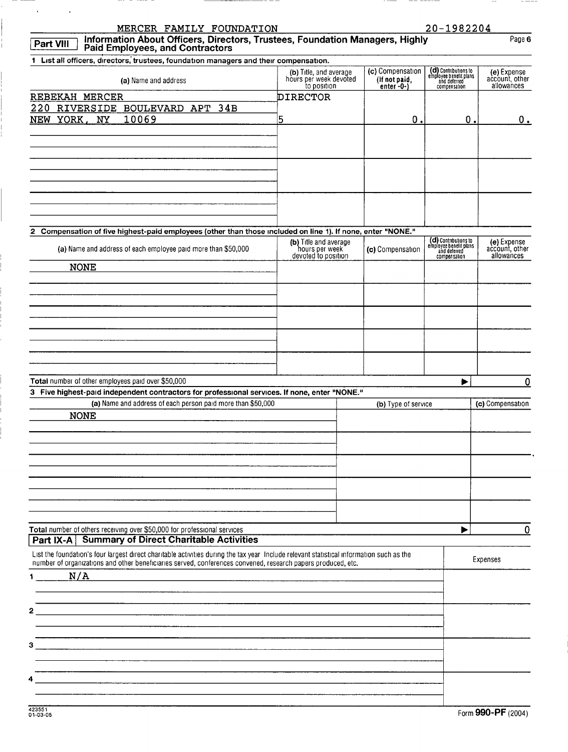MERCER FAMILY FOUNDATION 20-1982204

## Part VIII Information About Officers, Directors, Trustees, Foundation Managers, Highly Paid Employees, and Contractors

**1 List all officers, directors, trustees, foundation managers and their compensation.**

| (a) Name and address | (b) Title, and average hours per week devoted to position | (c) Compensation (If not paid, enter -0-) | (d) Contributions to employee benefit plans and deferred compensation | (e) Expense account, other allowances |
|---|---|---|---|---|
| REBEKAH MERCER<br>220 RIVERSIDE BOULEVARD APT 34B<br>NEW YORK, NY 10069 | DIRECTOR<br>5 | 0. | 0. | 0. |

**2 Compensation of five highest-paid employees (other than those included on line 1). If none, enter "NONE."**

| (a) Name and address of each employee paid more than $50,000 | (b) Title and average hours per week devoted to position | (c) Compensation | (d) Contributions to employee benefit plans and deferred compensation | (e) Expense account, other allowances |
|---|---|---|---|---|
| NONE | | | | |

Total number of other employees paid over $50,000 ▶ 0

**3 Five highest-paid independent contractors for professional services. If none, enter "NONE."**

| (a) Name and address of each person paid more than $50,000 | (b) Type of service | (c) Compensation |
|---|---|---|
| NONE | | |

Total number of others receiving over $50,000 for professional services ▶ 0

## Part IX-A Summary of Direct Charitable Activities

| List the foundation's four largest direct charitable activities during the tax year. Include relevant statistical information such as the number of organizations and other beneficiaries served, conferences convened, research papers produced, etc. | Expenses |
|---|---|
| 1 N/A | |
| 2 | |
| 3 | |
| 4 | |

423551 01-03-05 Form **990-PF** (2004)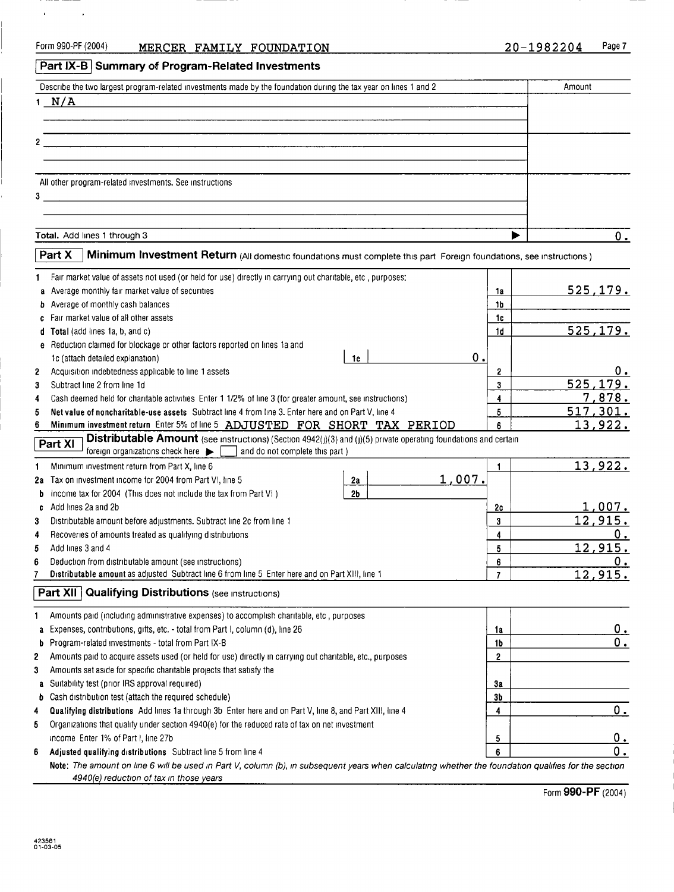Form 990-PF (2004) MERCER FAMILY FOUNDATION 20-1982204 Page 7

## Part IX-B Summary of Program-Related Investments

| Describe the two largest program-related investments made by the foundation during the tax year on lines 1 and 2 | Amount |
|---|---|
| 1 N/A | |
| 2 | |
| All other program-related investments. See instructions | |
| 3 | |
| **Total.** Add lines 1 through 3 ▶ | 0. |

## Part X Minimum Investment Return (All domestic foundations must complete this part Foreign foundations, see instructions )

| | | | | |
|---|---|---|---|---|
| 1 | Fair market value of assets not used (or held for use) directly in carrying out charitable, etc , purposes: | | | |
| a | Average monthly fair market value of securities | | 1a | 525,179. |
| b | Average of monthly cash balances | | 1b | |
| c | Fair market value of all other assets | | 1c | |
| d | **Total** (add lines 1a, b, and c) | | 1d | 525,179. |
| e | Reduction claimed for blockage or other factors reported on lines 1a and 1c (attach detailed explanation) | 1e 0. | | |
| 2 | Acquisition indebtedness applicable to line 1 assets | | 2 | 0. |
| 3 | Subtract line 2 from line 1d | | 3 | 525,179. |
| 4 | Cash deemed held for charitable activities Enter 1 1/2% of line 3 (for greater amount, see instructions) | | 4 | 7,878. |
| 5 | **Net value of noncharitable-use assets** Subtract line 4 from line 3. Enter here and on Part V, line 4 | | 5 | 517,301. |
| 6 | **Minimum investment return** Enter 5% of line 5 ADJUSTED FOR SHORT TAX PERIOD | | 6 | 13,922. |

## Part XI Distributable Amount (see instructions) (Section 4942(j)(3) and (j)(5) private operating foundations and certain foreign organizations check here ▶ ☐ and do not complete this part )

| | | | | |
|---|---|---|---|---|
| 1 | Minimum investment return from Part X, line 6 | | 1 | 13,922. |
| 2a | Tax on investment income for 2004 from Part VI, line 5 | 2a 1,007. | | |
| b | Income tax for 2004 (This does not include the tax from Part VI ) | 2b | | |
| c | Add lines 2a and 2b | | 2c | 1,007. |
| 3 | Distributable amount before adjustments. Subtract line 2c from line 1 | | 3 | 12,915. |
| 4 | Recoveries of amounts treated as qualifying distributions | | 4 | 0. |
| 5 | Add lines 3 and 4 | | 5 | 12,915. |
| 6 | Deduction from distributable amount (see instructions) | | 6 | 0. |
| 7 | **Distributable amount** as adjusted Subtract line 6 from line 5 Enter here and on Part XIII, line 1 | | 7 | 12,915. |

## Part XII Qualifying Distributions (see instructions)

| | | | |
|---|---|---|---|
| 1 | Amounts paid (including administrative expenses) to accomplish charitable, etc , purposes | | |
| a | Expenses, contributions, gifts, etc. - total from Part I, column (d), line 26 | 1a | 0. |
| b | Program-related investments - total from Part IX-B | 1b | 0. |
| 2 | Amounts paid to acquire assets used (or held for use) directly in carrying out charitable, etc., purposes | 2 | |
| 3 | Amounts set aside for specific charitable projects that satisfy the | | |
| a | Suitability test (prior IRS approval required) | 3a | |
| b | Cash distribution test (attach the required schedule) | 3b | |
| 4 | **Qualifying distributions** Add lines 1a through 3b Enter here and on Part V, line 8, and Part XIII, line 4 | 4 | 0. |
| 5 | Organizations that qualify under section 4940(e) for the reduced rate of tax on net investment income Enter 1% of Part I, line 27b | 5 | 0. |
| 6 | **Adjusted qualifying distributions** Subtract line 5 from line 4 | 6 | 0. |

**Note:** *The amount on line 6 will be used in Part V, column (b), in subsequent years when calculating whether the foundation qualifies for the section 4940(e) reduction of tax in those years*

Form **990-PF** (2004)

423561 01-03-05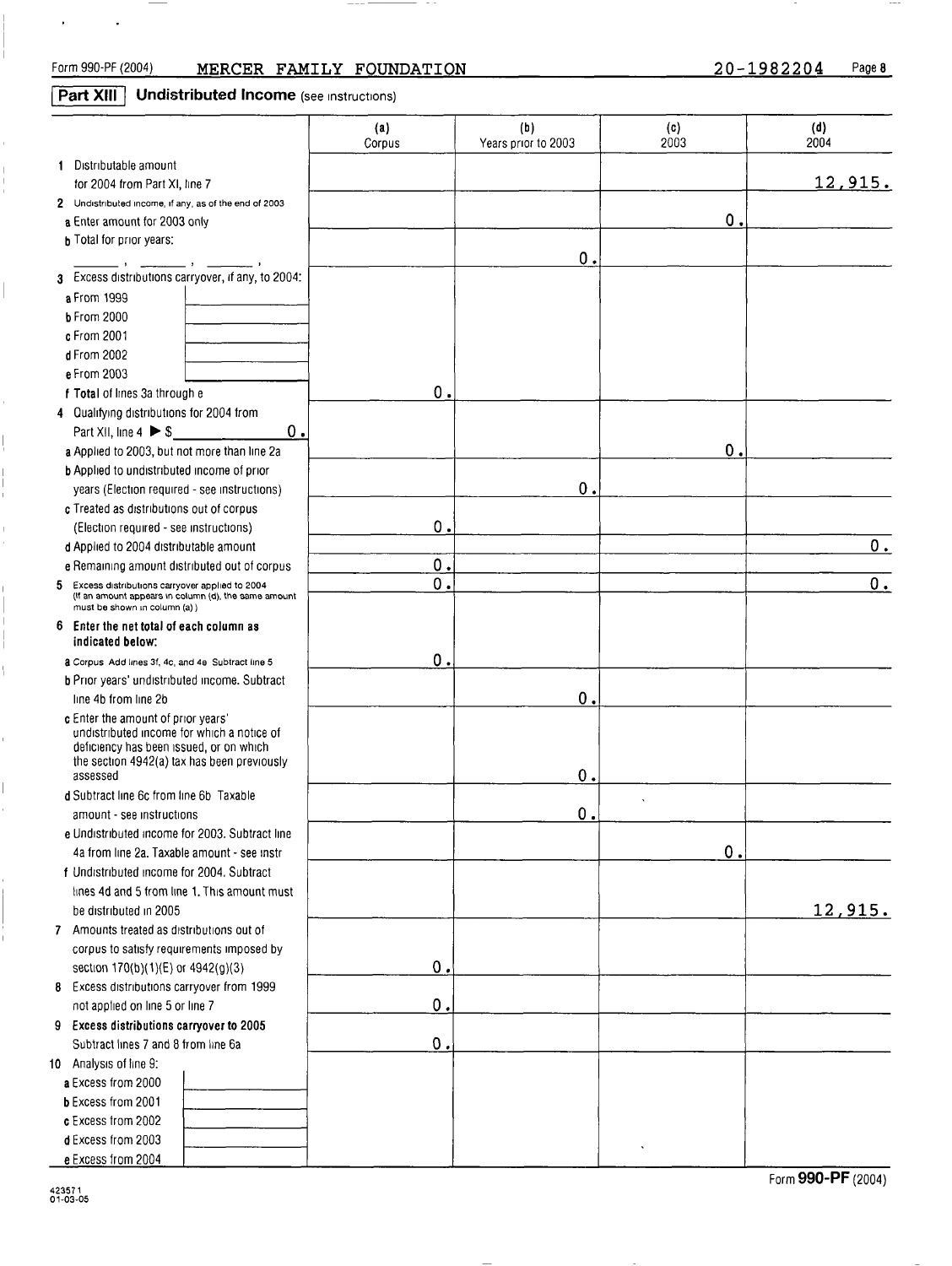Form 990-PF (2004) MERCER FAMILY FOUNDATION 20-1982204 Page 8

## Part XIII Undistributed Income (see instructions)

| | (a) Corpus | (b) Years prior to 2003 | (c) 2003 | (d) 2004 |
|---|---|---|---|---|
| 1 Distributable amount for 2004 from Part XI, line 7 | | | | 12,915. |
| 2 Undistributed income, if any, as of the end of 2003 | | | | |
| a Enter amount for 2003 only | | | 0. | |
| b Total for prior years: ______ , ______ , ______ | | 0. | | |
| 3 Excess distributions carryover, if any, to 2004: | | | | |
| a From 1999 | | | | |
| b From 2000 | | | | |
| c From 2001 | | | | |
| d From 2002 | | | | |
| e From 2003 | | | | |
| f Total of lines 3a through e | 0. | | | |
| 4 Qualifying distributions for 2004 from Part XII, line 4 ▶ $ 0. | | | | |
| a Applied to 2003, but not more than line 2a | | | 0. | |
| b Applied to undistributed income of prior years (Election required - see instructions) | | 0. | | |
| c Treated as distributions out of corpus (Election required - see instructions) | 0. | | | |
| d Applied to 2004 distributable amount | | | | 0. |
| e Remaining amount distributed out of corpus | 0. | | | |
| 5 Excess distributions carryover applied to 2004 (If an amount appears in column (d), the same amount must be shown in column (a).) | 0. | | | 0. |
| 6 Enter the net total of each column as indicated below: | | | | |
| a Corpus Add lines 3f, 4c, and 4e Subtract line 5 | 0. | | | |
| b Prior years' undistributed income. Subtract line 4b from line 2b | | 0. | | |
| c Enter the amount of prior years' undistributed income for which a notice of deficiency has been issued, or on which the section 4942(a) tax has been previously assessed | | 0. | | |
| d Subtract line 6c from line 6b Taxable amount - see instructions | | 0. | | |
| e Undistributed income for 2003. Subtract line 4a from line 2a. Taxable amount - see instr | | | 0. | |
| f Undistributed income for 2004. Subtract lines 4d and 5 from line 1. This amount must be distributed in 2005 | | | | 12,915. |
| 7 Amounts treated as distributions out of corpus to satisfy requirements imposed by section 170(b)(1)(E) or 4942(g)(3) | 0. | | | |
| 8 Excess distributions carryover from 1999 not applied on line 5 or line 7 | 0. | | | |
| 9 Excess distributions carryover to 2005 Subtract lines 7 and 8 from line 6a | 0. | | | |
| 10 Analysis of line 9: | | | | |
| a Excess from 2000 | | | | |
| b Excess from 2001 | | | | |
| c Excess from 2002 | | | | |
| d Excess from 2003 | | | | |
| e Excess from 2004 | | | | |

Form 990-PF (2004)

423571 01-03-05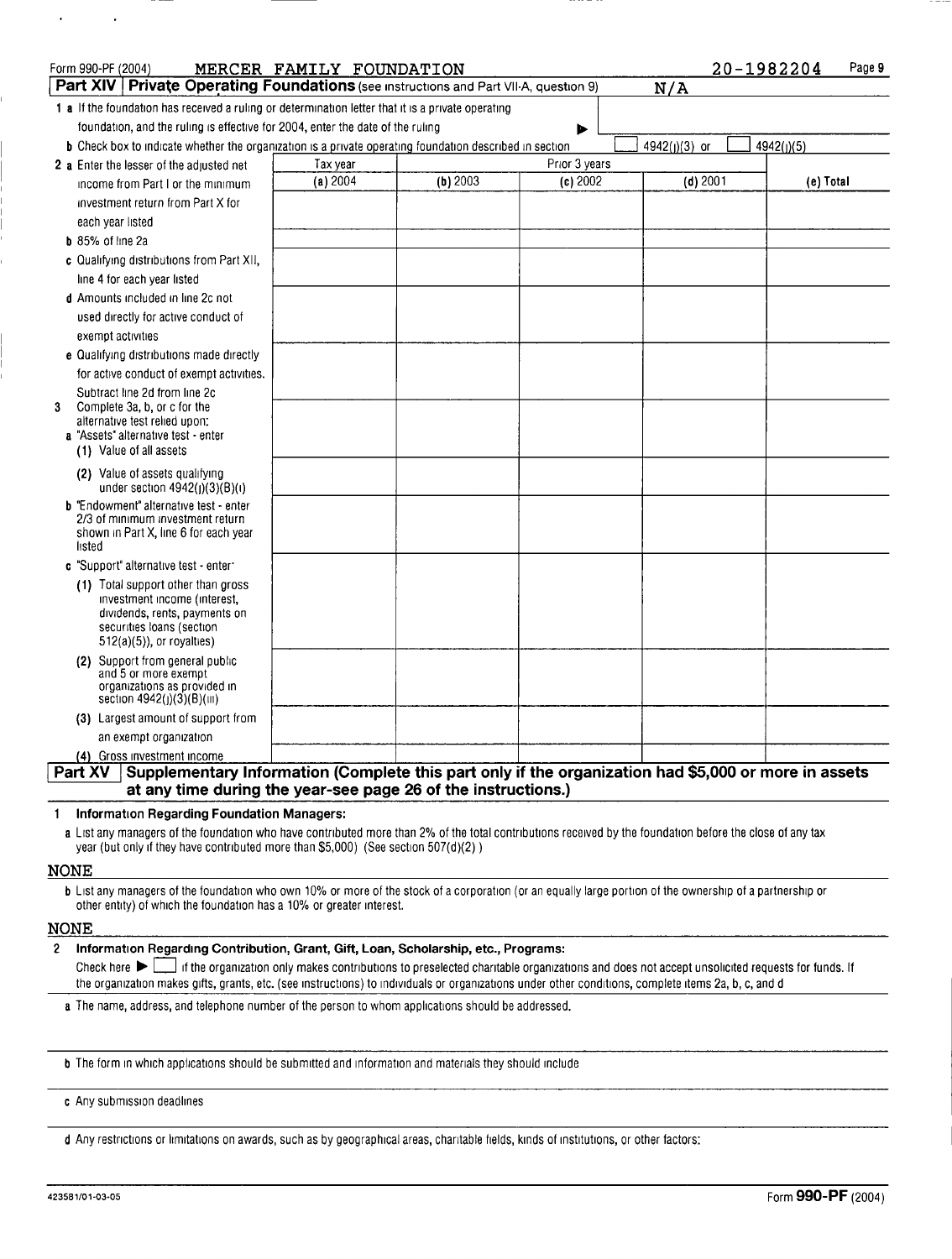Form 990-PF (2004) MERCER FAMILY FOUNDATION 20-1982204

## Part XIV Private Operating Foundations (see instructions and Part VII-A, question 9) N/A

1 a If the foundation has received a ruling or determination letter that it is a private operating foundation, and the ruling is effective for 2004, enter the date of the ruling ▶

b Check box to indicate whether the organization is a private operating foundation described in section ☐ 4942(j)(3) or ☐ 4942(j)(5)

| | Tax year | Prior 3 years | | | |
|---|---|---|---|---|---|
| | (a) 2004 | (b) 2003 | (c) 2002 | (d) 2001 | (e) Total |
| 2 a Enter the lesser of the adjusted net income from Part I or the minimum investment return from Part X for each year listed | | | | | |
| b 85% of line 2a | | | | | |
| c Qualifying distributions from Part XII, line 4 for each year listed | | | | | |
| d Amounts included in line 2c not used directly for active conduct of exempt activities | | | | | |
| e Qualifying distributions made directly for active conduct of exempt activities. Subtract line 2d from line 2c | | | | | |
| 3 Complete 3a, b, or c for the alternative test relied upon: | | | | | |
| a "Assets" alternative test - enter (1) Value of all assets | | | | | |
| (2) Value of assets qualifying under section 4942(j)(3)(B)(i) | | | | | |
| b "Endowment" alternative test - enter 2/3 of minimum investment return shown in Part X, line 6 for each year listed | | | | | |
| c "Support" alternative test - enter: | | | | | |
| (1) Total support other than gross investment income (interest, dividends, rents, payments on securities loans (section 512(a)(5)), or royalties) | | | | | |
| (2) Support from general public and 5 or more exempt organizations as provided in section 4942(j)(3)(B)(iii) | | | | | |
| (3) Largest amount of support from an exempt organization | | | | | |
| (4) Gross investment income | | | | | |

## Part XV Supplementary Information (Complete this part only if the organization had $5,000 or more in assets at any time during the year-see page 26 of the instructions.)

**1 Information Regarding Foundation Managers:**

a List any managers of the foundation who have contributed more than 2% of the total contributions received by the foundation before the close of any tax year (but only if they have contributed more than $5,000) (See section 507(d)(2).)

NONE

b List any managers of the foundation who own 10% or more of the stock of a corporation (or an equally large portion of the ownership of a partnership or other entity) of which the foundation has a 10% or greater interest.

NONE

**2 Information Regarding Contribution, Grant, Gift, Loan, Scholarship, etc., Programs:**

Check here ▶ ☐ if the organization only makes contributions to preselected charitable organizations and does not accept unsolicited requests for funds. If the organization makes gifts, grants, etc. (see instructions) to individuals or organizations under other conditions, complete items 2a, b, c, and d

a The name, address, and telephone number of the person to whom applications should be addressed.

b The form in which applications should be submitted and information and materials they should include

c Any submission deadlines

d Any restrictions or limitations on awards, such as by geographical areas, charitable fields, kinds of institutions, or other factors:

423581/01-03-05 Form **990-PF** (2004)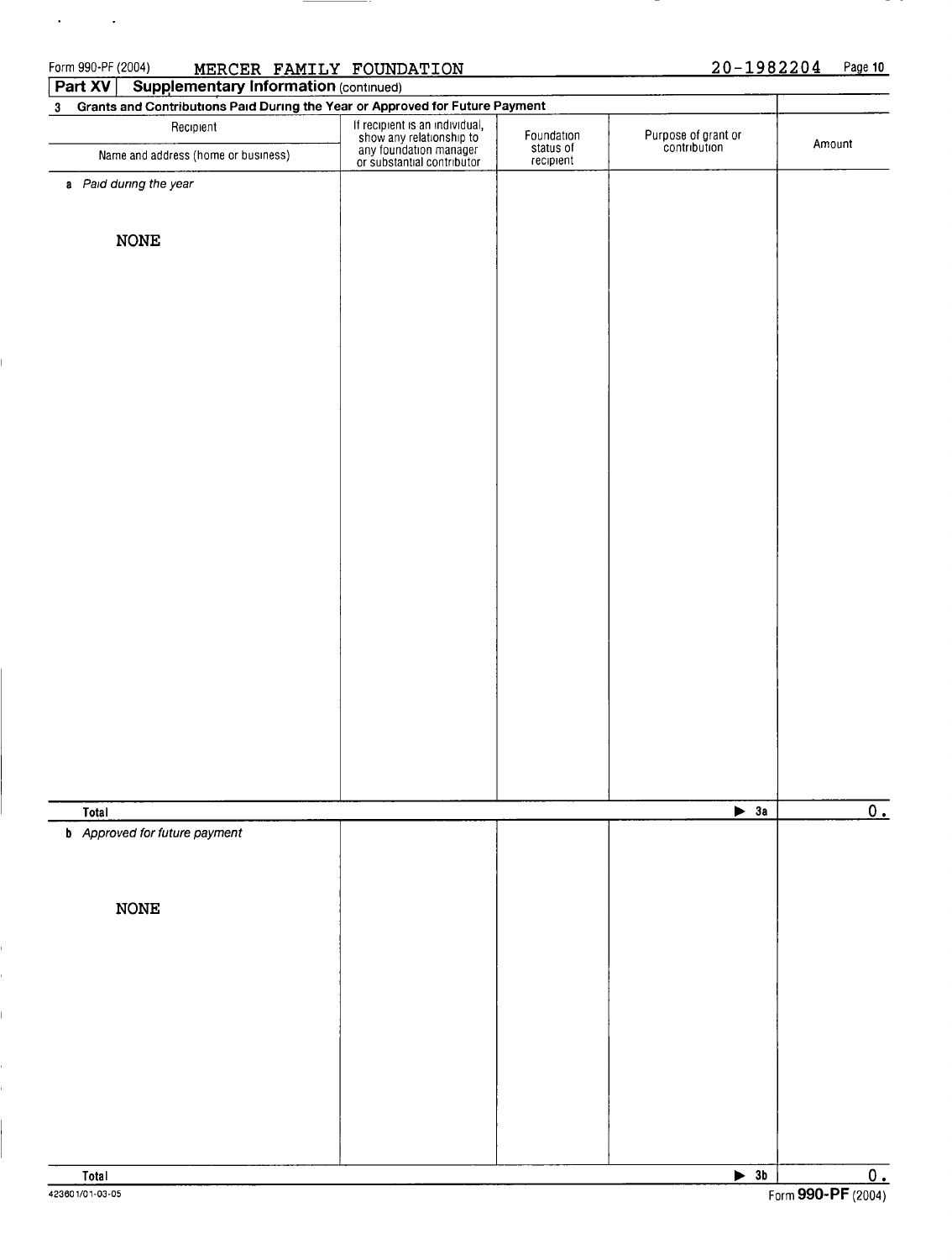Form 990-PF (2004) MERCER FAMILY FOUNDATION 20-1982204 Page 10

**Part XV Supplementary Information** (continued)

**3 Grants and Contributions Paid During the Year or Approved for Future Payment**

| Recipient<br>Name and address (home or business) | If recipient is an individual, show any relationship to any foundation manager or substantial contributor | Foundation status of recipient | Purpose of grant or contribution | Amount |
|---|---|---|---|---|
| *a Paid during the year* | | | | |
| NONE | | | | |
| **Total** | | | ▶ 3a | 0. |
| *b Approved for future payment* | | | | |
| NONE | | | | |
| **Total** | | | ▶ 3b | 0. |

423601/01-03-05

Form **990-PF** (2004)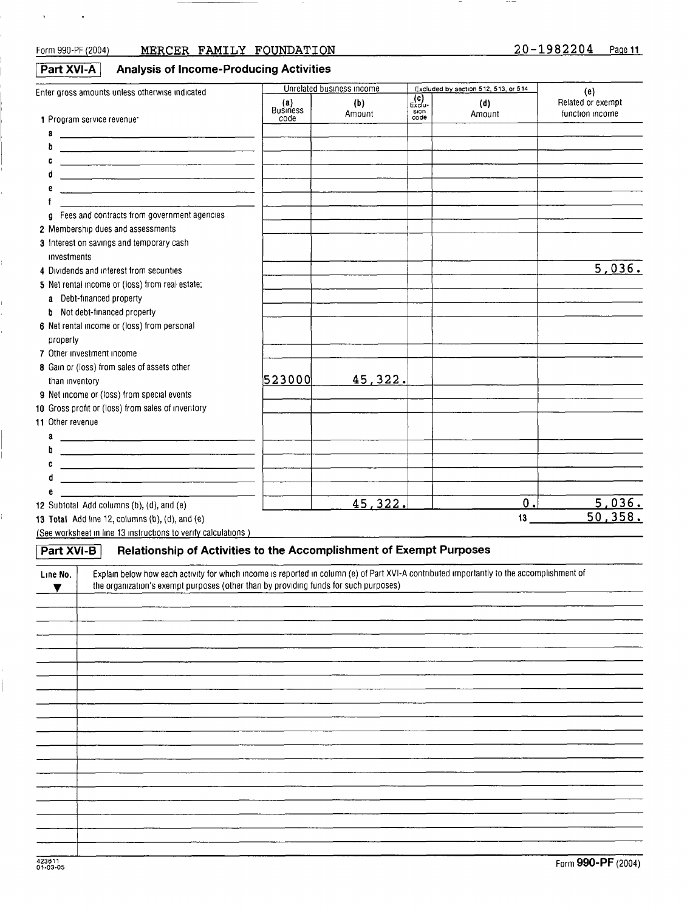Form 990-PF (2004) MERCER FAMILY FOUNDATION 20-1982204 Page **11**

## Part XVI-A Analysis of Income-Producing Activities

| Enter gross amounts unless otherwise indicated | Unrelated business income | | Excluded by section 512, 513, or 514 | | (e) |
|---|---|---|---|---|---|
| | (a) Business code | (b) Amount | (c) Exclusion code | (d) Amount | Related or exempt function income |
| 1 Program service revenue: | | | | | |
| a | | | | | |
| b | | | | | |
| c | | | | | |
| d | | | | | |
| e | | | | | |
| f | | | | | |
| g Fees and contracts from government agencies | | | | | |
| 2 Membership dues and assessments | | | | | |
| 3 Interest on savings and temporary cash investments | | | | | |
| 4 Dividends and interest from securities | | | | | 5,036. |
| 5 Net rental income or (loss) from real estate: | | | | | |
| a Debt-financed property | | | | | |
| b Not debt-financed property | | | | | |
| 6 Net rental income or (loss) from personal property | | | | | |
| 7 Other investment income | | | | | |
| 8 Gain or (loss) from sales of assets other than inventory | 523000 | 45,322. | | | |
| 9 Net income or (loss) from special events | | | | | |
| 10 Gross profit or (loss) from sales of inventory | | | | | |
| 11 Other revenue: | | | | | |
| a | | | | | |
| b | | | | | |
| c | | | | | |
| d | | | | | |
| e | | | | | |
| 12 Subtotal Add columns (b), (d), and (e) | | 45,322. | | 0. | 5,036. |
| 13 Total Add line 12, columns (b), (d), and (e) | | | | 13 | 50,358. |

(See worksheet in line 13 instructions to verify calculations.)

## Part XVI-B Relationship of Activities to the Accomplishment of Exempt Purposes

| Line No. ▼ | Explain below how each activity for which income is reported in column (e) of Part XVI-A contributed importantly to the accomplishment of the organization's exempt purposes (other than by providing funds for such purposes) |
|---|---|
| | |

423611 01-03-05

Form **990-PF** (2004)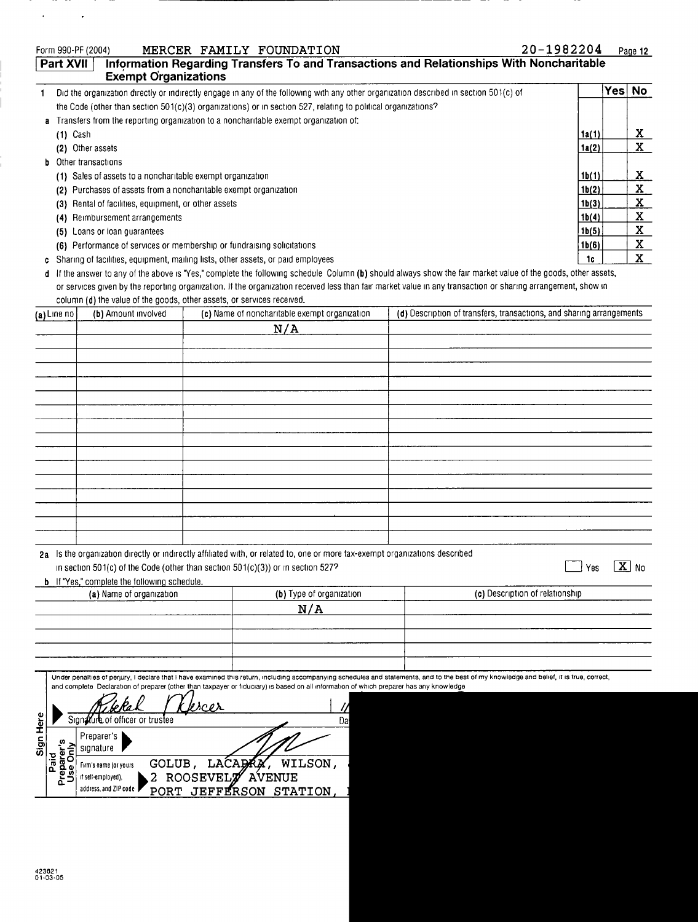Form 990-PF (2004) MERCER FAMILY FOUNDATION 20-1982204

## Part XVII Information Regarding Transfers To and Transactions and Relationships With Noncharitable Exempt Organizations

| | | | Yes | No |
|---|---|---|---|---|
| 1 | Did the organization directly or indirectly engage in any of the following with any other organization described in section 501(c) of the Code (other than section 501(c)(3) organizations) or in section 527, relating to political organizations? | | | |
| a | Transfers from the reporting organization to a noncharitable exempt organization of: | | | |
| | (1) Cash | 1a(1) | | X |
| | (2) Other assets | 1a(2) | | X |
| b | Other transactions | | | |
| | (1) Sales of assets to a noncharitable exempt organization | 1b(1) | | X |
| | (2) Purchases of assets from a noncharitable exempt organization | 1b(2) | | X |
| | (3) Rental of facilities, equipment, or other assets | 1b(3) | | X |
| | (4) Reimbursement arrangements | 1b(4) | | X |
| | (5) Loans or loan guarantees | 1b(5) | | X |
| | (6) Performance of services or membership or fundraising solicitations | 1b(6) | | X |
| c | Sharing of facilities, equipment, mailing lists, other assets, or paid employees | 1c | | X |

d If the answer to any of the above is "Yes," complete the following schedule Column (b) should always show the fair market value of the goods, other assets, or services given by the reporting organization. If the organization received less than fair market value in any transaction or sharing arrangement, show in column (d) the value of the goods, other assets, or services received.

| (a) Line no | (b) Amount involved | (c) Name of noncharitable exempt organization | (d) Description of transfers, transactions, and sharing arrangements |
|---|---|---|---|
| | | N/A | |

2a Is the organization directly or indirectly affiliated with, or related to, one or more tax-exempt organizations described in section 501(c) of the Code (other than section 501(c)(3)) or in section 527? ☐ Yes ☒ No

b If "Yes," complete the following schedule.

| (a) Name of organization | (b) Type of organization | (c) Description of relationship |
|---|---|---|
| | N/A | |

**Sign Here**

Under penalties of perjury, I declare that I have examined this return, including accompanying schedules and statements, and to the best of my knowledge and belief, it is true, correct, and complete Declaration of preparer (other than taxpayer or fiduciary) is based on all information of which preparer has any knowledge

Signature of officer or trustee: Rebekah Mercer — Date: 11

**Paid Preparer's Use Only**

Preparer's signature

Firm's name (or yours if self-employed), address, and ZIP code: GOLUB, LACARRA, WILSON, 2 ROOSEVELT AVENUE PORT JEFFERSON STATION,

423621 01-03-05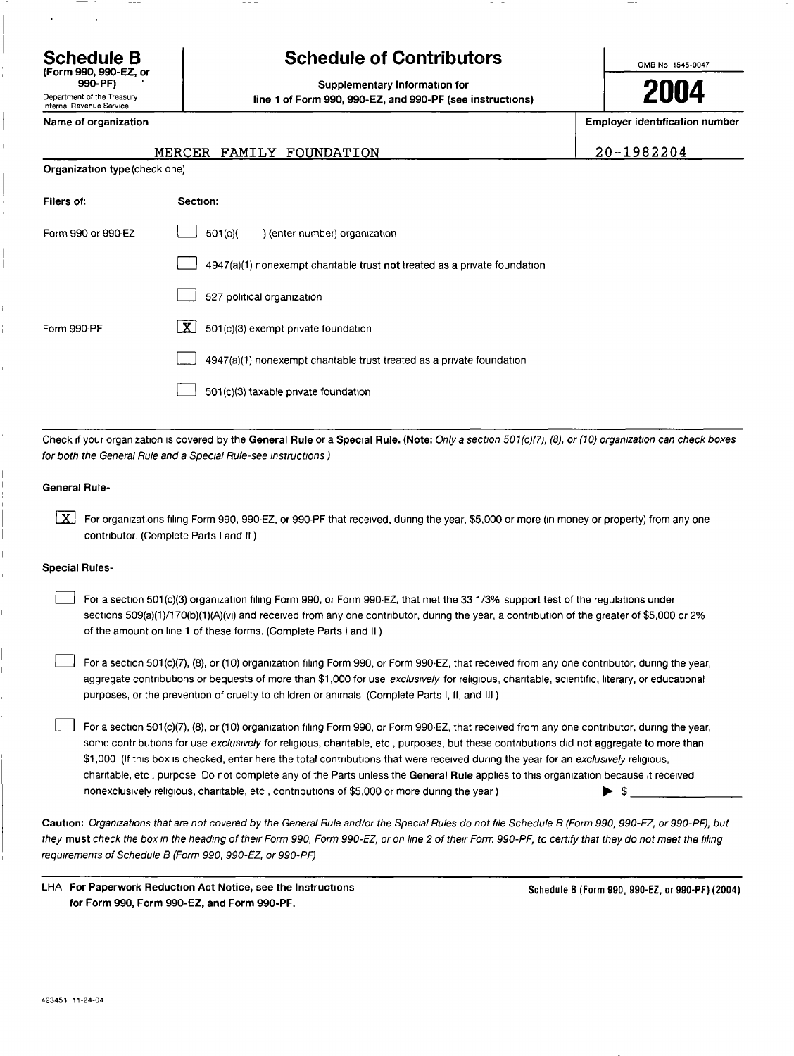# Schedule B

**(Form 990, 990-EZ, or 990-PF)**

Department of the Treasury
Internal Revenue Service

## Schedule of Contributors

**Supplementary Information for line 1 of Form 990, 990-EZ, and 990-PF (see instructions)**

OMB No 1545-0047

**2004**

**Name of organization**

MERCER FAMILY FOUNDATION

**Employer identification number**

20-1982204

**Organization type** (check one)

| Filers of: | Section: |
|---|---|
| Form 990 or 990-EZ | ☐ 501(c)( ) (enter number) organization |
| | ☐ 4947(a)(1) nonexempt charitable trust **not** treated as a private foundation |
| | ☐ 527 political organization |
| Form 990-PF | ☒ 501(c)(3) exempt private foundation |
| | ☐ 4947(a)(1) nonexempt charitable trust treated as a private foundation |
| | ☐ 501(c)(3) taxable private foundation |

Check if your organization is covered by the **General Rule** or a **Special Rule. (Note:** *Only a section 501(c)(7), (8), or (10) organization can check boxes for both the General Rule and a Special Rule-see instructions )*

**General Rule-**

☒ For organizations filing Form 990, 990-EZ, or 990-PF that received, during the year, $5,000 or more (in money or property) from any one contributor. (Complete Parts I and II )

**Special Rules-**

☐ For a section 501(c)(3) organization filing Form 990, or Form 990-EZ, that met the 33 1/3% support test of the regulations under sections 509(a)(1)/170(b)(1)(A)(vi) and received from any one contributor, during the year, a contribution of the greater of $5,000 or 2% of the amount on line 1 of these forms. (Complete Parts I and II )

☐ For a section 501(c)(7), (8), or (10) organization filing Form 990, or Form 990-EZ, that received from any one contributor, during the year, aggregate contributions or bequests of more than $1,000 for use *exclusively* for religious, charitable, scientific, literary, or educational purposes, or the prevention of cruelty to children or animals (Complete Parts I, II, and III )

☐ For a section 501(c)(7), (8), or (10) organization filing Form 990, or Form 990-EZ, that received from any one contributor, during the year, some contributions for use *exclusively* for religious, charitable, etc , purposes, but these contributions did not aggregate to more than $1,000 (If this box is checked, enter here the total contributions that were received during the year for an *exclusively* religious, charitable, etc , purpose Do not complete any of the Parts unless the **General Rule** applies to this organization because it received nonexclusively religious, charitable, etc , contributions of $5,000 or more during the year ) ▶ $ ____________

**Caution:** *Organizations that are not covered by the General Rule and/or the Special Rules do not file Schedule B (Form 990, 990-EZ, or 990-PF), but they* **must** *check the box in the heading of their Form 990, Form 990-EZ, or on line 2 of their Form 990-PF, to certify that they do not meet the filing requirements of Schedule B (Form 990, 990-EZ, or 990-PF)*

LHA **For Paperwork Reduction Act Notice, see the Instructions for Form 990, Form 990-EZ, and Form 990-PF.**

**Schedule B (Form 990, 990-EZ, or 990-PF) (2004)**

423451 11-24-04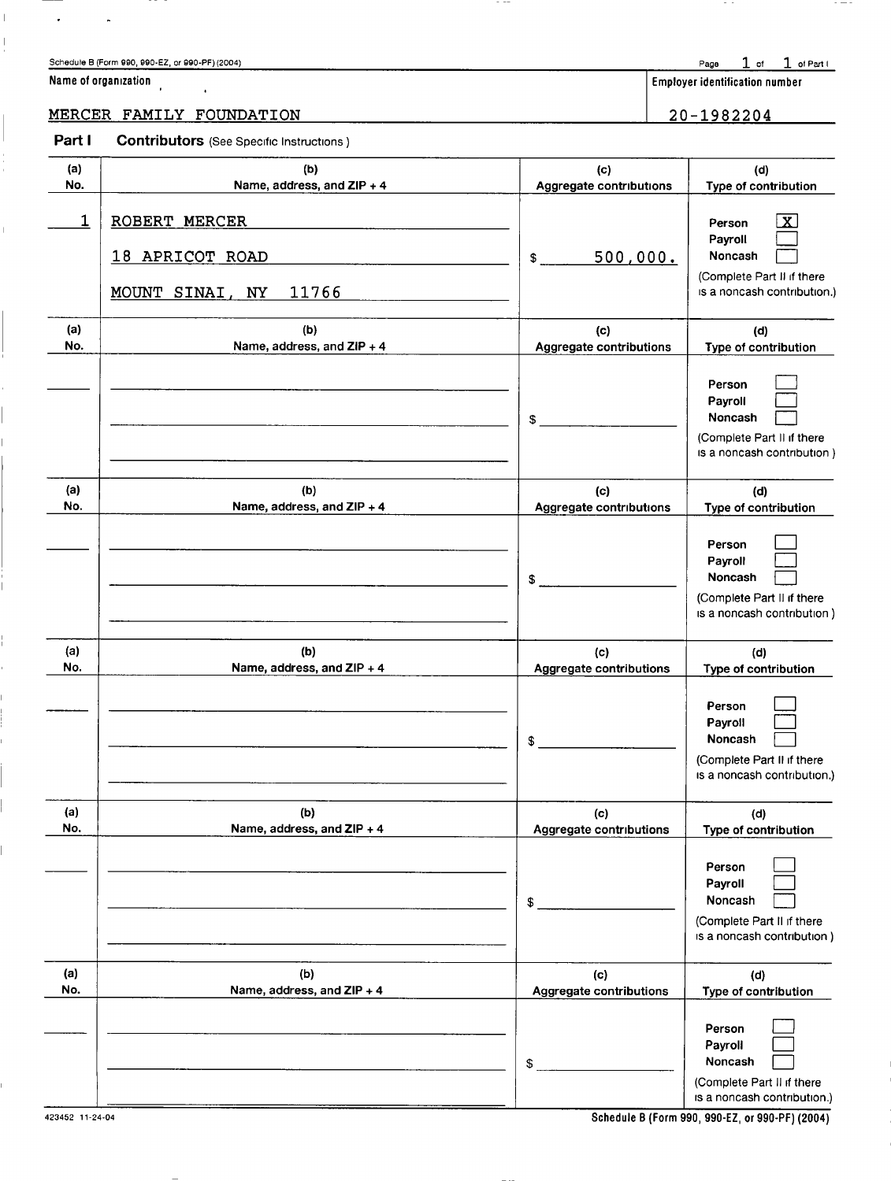Schedule B (Form 990, 990-EZ, or 990-PF) (2004)

Page 1 of 1 of Part I

| Name of organization | Employer identification number |
|---|---|
| MERCER FAMILY FOUNDATION | 20-1982204 |

**Part I** **Contributors** (See Specific Instructions.)

| (a) No. | (b) Name, address, and ZIP + 4 | (c) Aggregate contributions | (d) Type of contribution |
|---|---|---|---|
| 1 | ROBERT MERCER<br>18 APRICOT ROAD<br>MOUNT SINAI, NY 11766 | $ 500,000. | Person [X]<br>Payroll [ ]<br>Noncash [ ]<br>(Complete Part II if there is a noncash contribution.) |
| | | $ | Person [ ]<br>Payroll [ ]<br>Noncash [ ]<br>(Complete Part II if there is a noncash contribution.) |
| | | $ | Person [ ]<br>Payroll [ ]<br>Noncash [ ]<br>(Complete Part II if there is a noncash contribution.) |
| | | $ | Person [ ]<br>Payroll [ ]<br>Noncash [ ]<br>(Complete Part II if there is a noncash contribution.) |
| | | $ | Person [ ]<br>Payroll [ ]<br>Noncash [ ]<br>(Complete Part II if there is a noncash contribution.) |
| | | $ | Person [ ]<br>Payroll [ ]<br>Noncash [ ]<br>(Complete Part II if there is a noncash contribution.) |

423452 11-24-04

Schedule B (Form 990, 990-EZ, or 990-PF) (2004)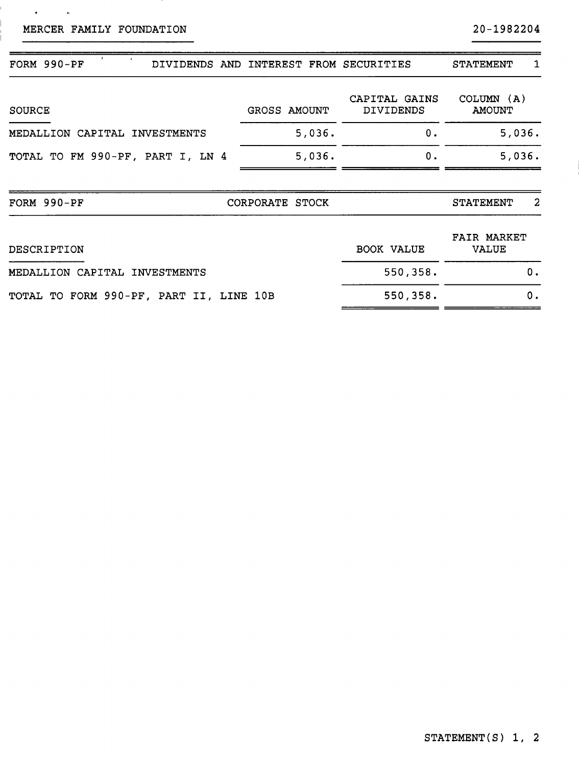MERCER FAMILY FOUNDATION 20-1982204

| FORM 990-PF | DIVIDENDS AND INTEREST FROM SECURITIES | | STATEMENT 1 |
|---|---|---|---|
| SOURCE | GROSS AMOUNT | CAPITAL GAINS DIVIDENDS | COLUMN (A) AMOUNT |
| MEDALLION CAPITAL INVESTMENTS | 5,036. | 0. | 5,036. |
| TOTAL TO FM 990-PF, PART I, LN 4 | 5,036. | 0. | 5,036. |

| FORM 990-PF | CORPORATE STOCK | STATEMENT 2 |
|---|---|---|
| DESCRIPTION | BOOK VALUE | FAIR MARKET VALUE |
| MEDALLION CAPITAL INVESTMENTS | 550,358. | 0. |
| TOTAL TO FORM 990-PF, PART II, LINE 10B | 550,358. | 0. |

STATEMENT(S) 1, 2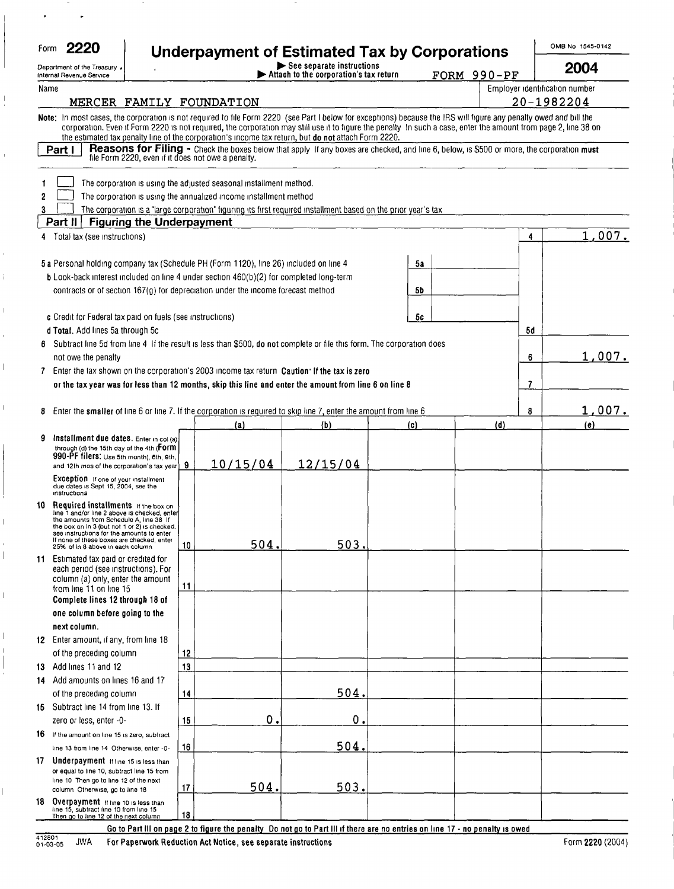Form **2220**

Department of the Treasury
Internal Revenue Service

# Underpayment of Estimated Tax by Corporations

▶ See separate instructions
▶ Attach to the corporation's tax return FORM 990-PF

OMB No 1545-0142

**2004**

Name: MERCER FAMILY FOUNDATION

Employer identification number: 20-1982204

**Note:** In most cases, the corporation is not required to file Form 2220 (see Part I below for exceptions) because the IRS will figure any penalty owed and bill the corporation. Even if Form 2220 is not required, the corporation may still use it to figure the penalty In such a case, enter the amount from page 2, line 38 on the estimated tax penalty line of the corporation's income tax return, but **do not** attach Form 2220.

**Part I — Reasons for Filing** - Check the boxes below that apply If any boxes are checked, and line 6, below, is $500 or more, the corporation **must** file Form 2220, even if it does not owe a penalty.

1 ☐ The corporation is using the adjusted seasonal installment method.

2 ☐ The corporation is using the annualized income installment method

3 ☐ The corporation is a "large corporation" figuring its first required installment based on the prior year's tax

**Part II — Figuring the Underpayment**

| | | | | |
|---|---|---|---|---|
| 4 | Total tax (see instructions) | | 4 | 1,007. |
| 5a | Personal holding company tax (Schedule PH (Form 1120), line 26) included on line 4 | 5a | | |
| b | Look-back interest included on line 4 under section 460(b)(2) for completed long-term contracts or of section 167(g) for depreciation under the income forecast method | 5b | | |
| c | Credit for Federal tax paid on fuels (see instructions) | 5c | | |
| d | **Total.** Add lines 5a through 5c | | 5d | |
| 6 | Subtract line 5d from line 4 If the result is less than $500, **do not** complete or file this form. The corporation does not owe the penalty | | 6 | 1,007. |
| 7 | Enter the tax shown on the corporation's 2003 income tax return **Caution: If the tax is zero or the tax year was for less than 12 months, skip this line and enter the amount from line 6 on line 8** | | 7 | |
| 8 | Enter the **smaller** of line 6 or line 7. If the corporation is required to skip line 7, enter the amount from line 6 | | 8 | 1,007. |

| | | | (a) | (b) | (c) | (d) | (e) |
|---|---|---|---|---|---|---|---|
| 9 | **Installment due dates.** Enter in col (a) through (d) the 15th day of the 4th (**Form 990-PF filers:** Use 5th month), 6th, 9th, and 12th mos of the corporation's tax year. **Exception** If one of your installment due dates is Sept 15, 2004, see the instructions | 9 | 10/15/04 | 12/15/04 | | | |
| 10 | **Required installments** If the box on line 1 and/or line 2 above is checked, enter the amounts from Schedule A, line 38 If the box on ln 3 (but not 1 or 2) is checked, see instructions for the amounts to enter If none of these boxes are checked, enter 25% of ln 8 above in each column | 10 | 504. | 503. | | | |
| 11 | Estimated tax paid or credited for each period (see instructions). For column (a) only, enter the amount from line 11 on line 15. **Complete lines 12 through 18 of one column before going to the next column.** | 11 | | | | | |
| 12 | Enter amount, if any, from line 18 of the preceding column | 12 | | | | | |
| 13 | Add lines 11 and 12 | 13 | | | | | |
| 14 | Add amounts on lines 16 and 17 of the preceding column | 14 | | 504. | | | |
| 15 | Subtract line 14 from line 13. If zero or less, enter -0- | 15 | 0. | 0. | | | |
| 16 | If the amount on line 15 is zero, subtract line 13 from line 14 Otherwise, enter -0- | 16 | | 504. | | | |
| 17 | **Underpayment** If line 15 is less than or equal to line 10, subtract line 15 from line 10 Then go to line 12 of the next column Otherwise, go to line 18 | 17 | 504. | 503. | | | |
| 18 | **Overpayment** If line 10 is less than line 15, subtract line 10 from line 15 Then go to line 12 of the next column | 18 | | | | | |

**Go to Part III on page 2 to figure the penalty Do not go to Part III if there are no entries on line 17 - no penalty is owed**

412801 01-03-05 JWA **For Paperwork Reduction Act Notice, see separate instructions** Form **2220** (2004)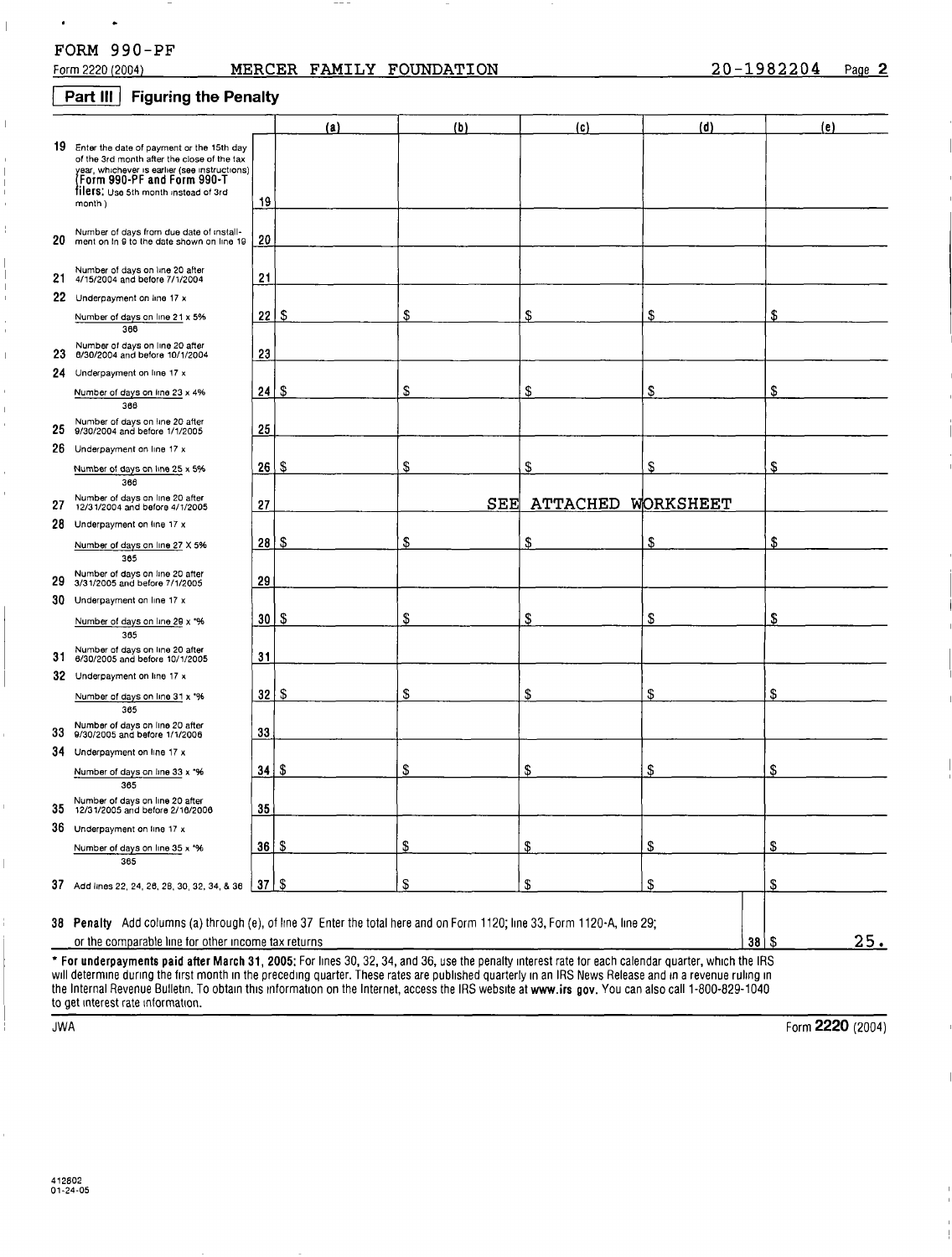FORM 990-PF

Form 2220 (2004) MERCER FAMILY FOUNDATION 20-1982204 Page **2**

## Part III Figuring the Penalty

| | | | (a) | (b) | (c) | (d) | (e) |
|---|---|---|---|---|---|---|---|
| 19 | Enter the date of payment or the 15th day of the 3rd month after the close of the tax year, whichever is earlier (see instructions) (**Form 990-PF and Form 990-T filers:** Use 5th month instead of 3rd month) | 19 | | | | | |
| 20 | Number of days from due date of installment on ln 9 to the date shown on line 19 | 20 | | | | | |
| 21 | Number of days on line 20 after 4/15/2004 and before 7/1/2004 | 21 | | | | | |
| 22 | Underpayment on line 17 x Number of days on line 21 x 5% / 366 | 22 | $ | $ | $ | $ | $ |
| 23 | Number of days on line 20 after 6/30/2004 and before 10/1/2004 | 23 | | | | | |
| 24 | Underpayment on line 17 x Number of days on line 23 x 4% / 366 | 24 | $ | $ | $ | $ | $ |
| 25 | Number of days on line 20 after 9/30/2004 and before 1/1/2005 | 25 | | | | | |
| 26 | Underpayment on line 17 x Number of days on line 25 x 5% / 366 | 26 | $ | $ | $ | $ | $ |
| 27 | Number of days on line 20 after 12/31/2004 and before 4/1/2005 | 27 | | SEE | ATTACHED | WORKSHEET | |
| 28 | Underpayment on line 17 x Number of days on line 27 X 5% / 365 | 28 | $ | $ | $ | $ | $ |
| 29 | Number of days on line 20 after 3/31/2005 and before 7/1/2005 | 29 | | | | | |
| 30 | Underpayment on line 17 x Number of days on line 29 x *% / 365 | 30 | $ | $ | $ | $ | $ |
| 31 | Number of days on line 20 after 6/30/2005 and before 10/1/2005 | 31 | | | | | |
| 32 | Underpayment on line 17 x Number of days on line 31 x *% / 365 | 32 | $ | $ | $ | $ | $ |
| 33 | Number of days on line 20 after 9/30/2005 and before 1/1/2006 | 33 | | | | | |
| 34 | Underpayment on line 17 x Number of days on line 33 x *% / 365 | 34 | $ | $ | $ | $ | $ |
| 35 | Number of days on line 20 after 12/31/2005 and before 2/16/2006 | 35 | | | | | |
| 36 | Underpayment on line 17 x Number of days on line 35 x *% / 365 | 36 | $ | $ | $ | $ | $ |
| 37 | Add lines 22, 24, 26, 28, 30, 32, 34, & 36 | 37 | $ | $ | $ | $ | $ |

**38 Penalty** Add columns (a) through (e), of line 37 Enter the total here and on Form 1120; line 33, Form 1120-A, line 29; or the comparable line for other income tax returns — **38** $ 25.

**\* For underpayments paid after March 31, 2005:** For lines 30, 32, 34, and 36, use the penalty interest rate for each calendar quarter, which the IRS will determine during the first month in the preceding quarter. These rates are published quarterly in an IRS News Release and in a revenue ruling in the Internal Revenue Bulletin. To obtain this information on the Internet, access the IRS website at **www.irs gov.** You can also call 1-800-829-1040 to get interest rate information.

JWA Form **2220** (2004)

412802 01-24-05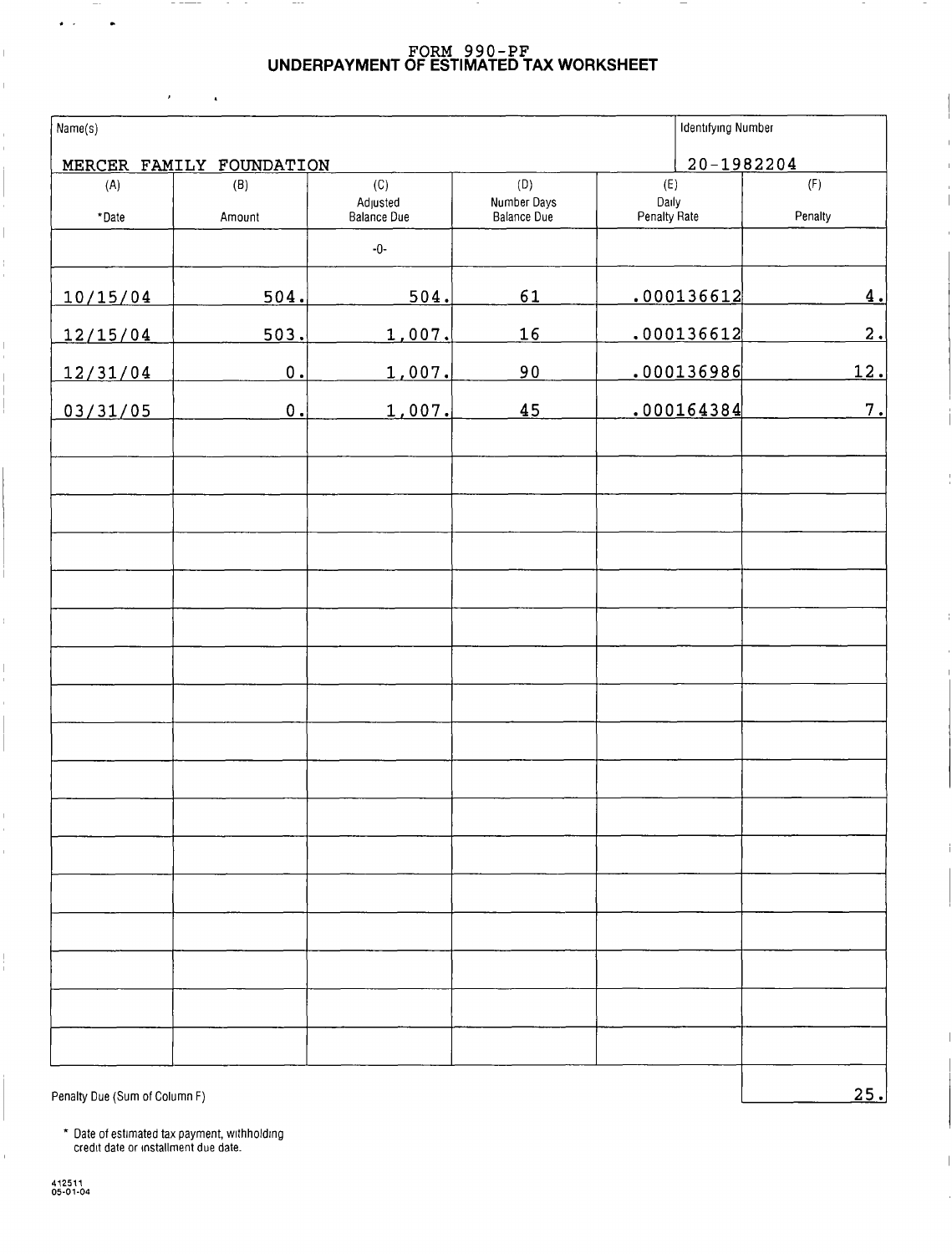# FORM 990-PF
# UNDERPAYMENT OF ESTIMATED TAX WORKSHEET

| Name(s) | | | | Identifying Number | |
|---|---|---|---|---|---|
| MERCER FAMILY FOUNDATION | | | | 20-1982204 | |
| (A) *Date | (B) Amount | (C) Adjusted Balance Due | (D) Number Days Balance Due | (E) Daily Penalty Rate | (F) Penalty |
| | | -0- | | | |
| 10/15/04 | 504. | 504. | 61 | .000136612 | 4. |
| 12/15/04 | 503. | 1,007. | 16 | .000136612 | 2. |
| 12/31/04 | 0. | 1,007. | 90 | .000136986 | 12. |
| 03/31/05 | 0. | 1,007. | 45 | .000164384 | 7. |

Penalty Due (Sum of Column F) 25.

\* Date of estimated tax payment, withholding credit date or installment due date.

412511
05-01-04